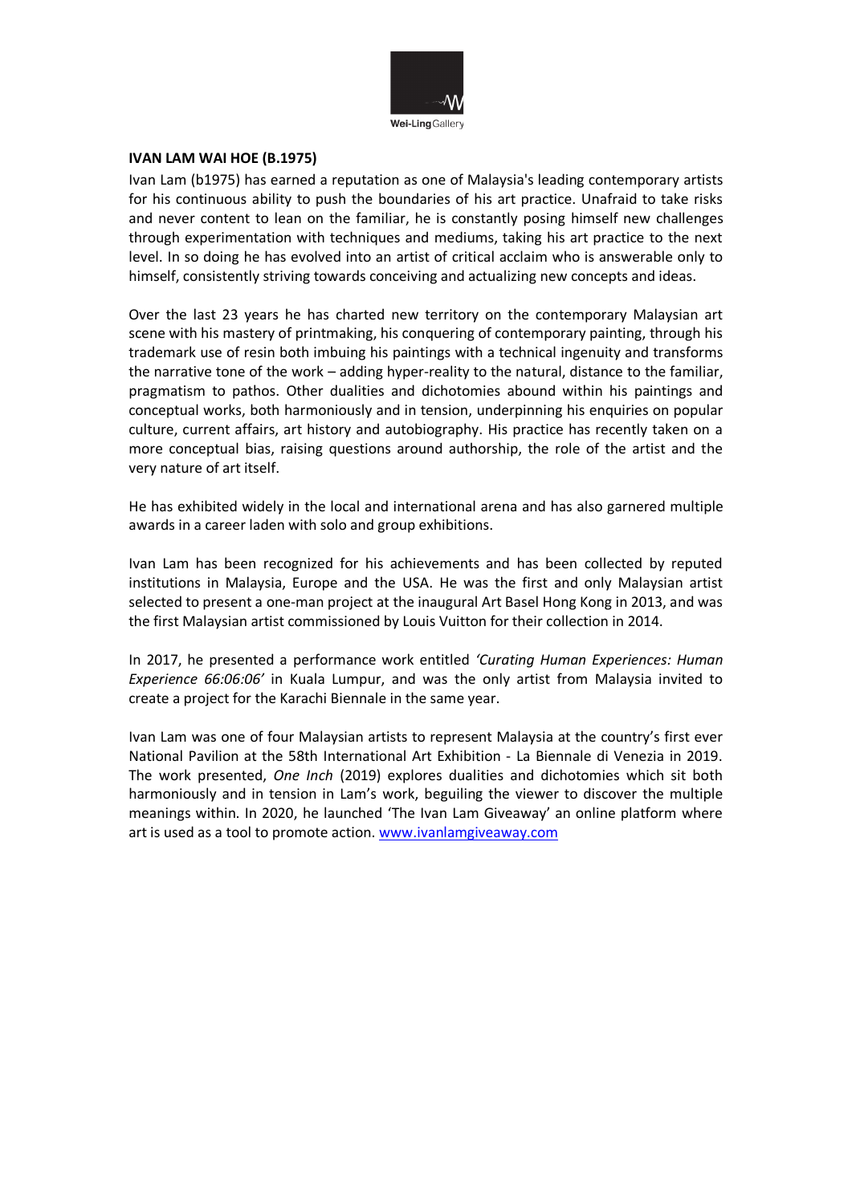**IVAN LAM WAI HOE (B.1975)**

Ivan Lam (b1975) has earned a reputation as one of Malaysia's leading contemporary artists for his continuous ability to push the boundaries of his art practice. Unafraid to take risks and never content to lean on the familiar, he is constantly posing himself new challenges through experimentation with techniques and mediums, taking his art practice to the next level. In so doing he has evolved into an artist of critical acclaim who is answerable only to himself, consistently striving towards conceiving and actualizing new concepts and ideas.

Over the last 23 years he has charted new territory on the contemporary Malaysian art scene with his mastery of printmaking, his conquering of contemporary painting, through his trademark use of resin both imbuing his paintings with a technical ingenuity and transforms the narrative tone of the work – adding hyper-reality to the natural, distance to the familiar, pragmatism to pathos. Other dualities and dichotomies abound within his paintings and conceptual works, both harmoniously and in tension, underpinning his enquiries on popular culture, current affairs, art history and autobiography. His practice has recently taken on a more conceptual bias, raising questions around authorship, the role of the artist and the very nature of art itself.

He has exhibited widely in the local and international arena and has also garnered multiple awards in a career laden with solo and group exhibitions.

Ivan Lam has been recognized for his achievements and has been collected by reputed institutions in Malaysia, Europe and the USA. He was the first and only Malaysian artist selected to present a one-man project at the inaugural Art Basel Hong Kong in 2013, and was the first Malaysian artist commissioned by Louis Vuitton for their collection in 2014.

In 2017, he presented a performance work entitled *'Curating Human Experiences: Human Experience 66:06:06'* in Kuala Lumpur, and was the only artist from Malaysia invited to create a project for the Karachi Biennale in the same year.

Ivan Lam was one of four Malaysian artists to represent Malaysia at the country's first ever National Pavilion at the 58th International Art Exhibition - La Biennale di Venezia in 2019. The work presented, *One Inch* (2019) explores dualities and dichotomies which sit both harmoniously and in tension in Lam's work, beguiling the viewer to discover the multiple meanings within. In 2020, he launched 'The Ivan Lam Giveaway' an online platform where art is used as a tool to promote action. [www.ivanlamgiveaway.com](www.ivanlamgiveaway.com)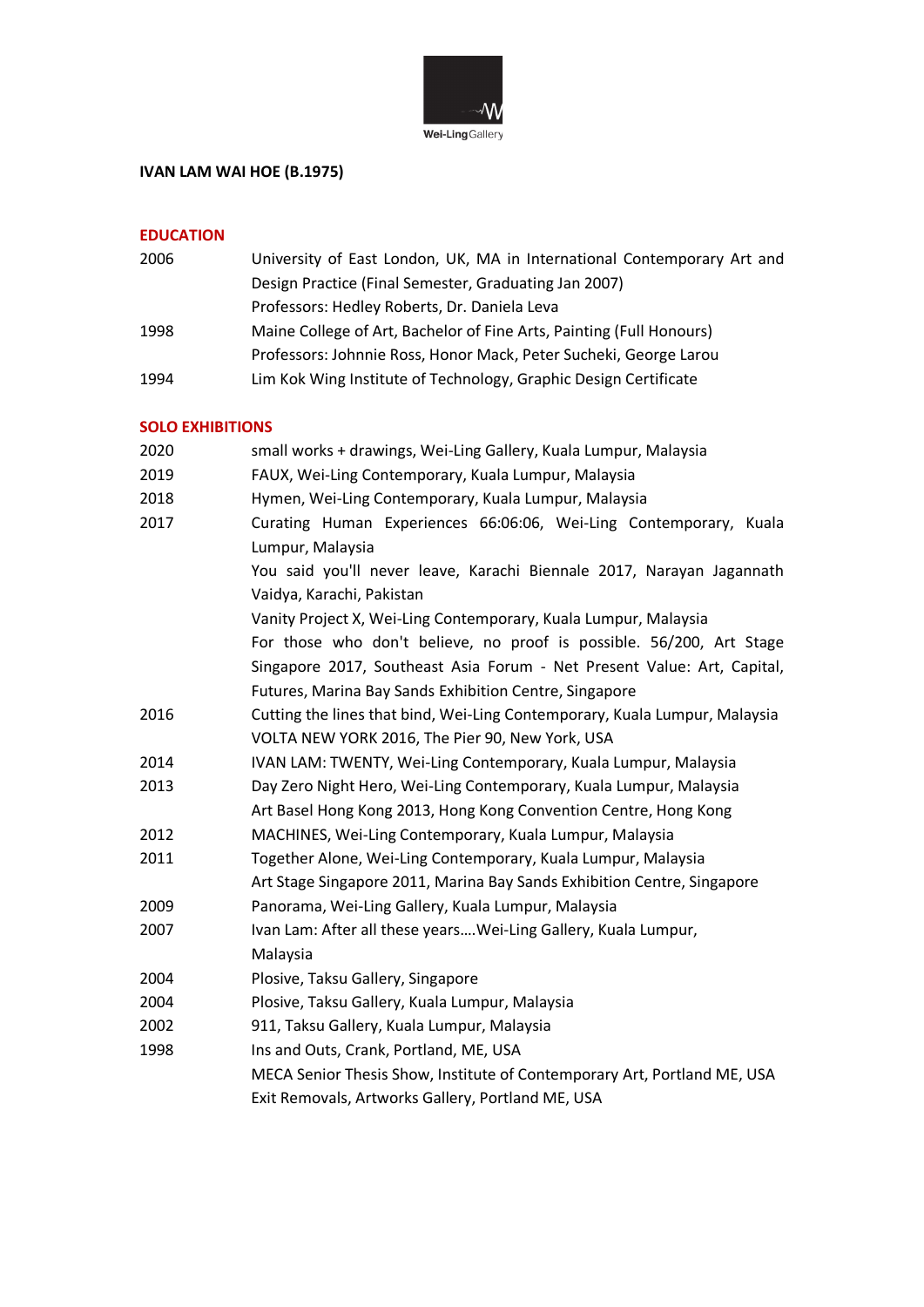**IVAN LAM WAI HOE (B.1975)**

## EDUCATION

| | |
|---|---|
| 2006 | University of East London, UK, MA in International Contemporary Art and Design Practice (Final Semester, Graduating Jan 2007) Professors: Hedley Roberts, Dr. Daniela Leva |
| 1998 | Maine College of Art, Bachelor of Fine Arts, Painting (Full Honours) Professors: Johnnie Ross, Honor Mack, Peter Sucheki, George Larou |
| 1994 | Lim Kok Wing Institute of Technology, Graphic Design Certificate |

## SOLO EXHIBITIONS

| | |
|---|---|
| 2020 | small works + drawings, Wei-Ling Gallery, Kuala Lumpur, Malaysia |
| 2019 | FAUX, Wei-Ling Contemporary, Kuala Lumpur, Malaysia |
| 2018 | Hymen, Wei-Ling Contemporary, Kuala Lumpur, Malaysia |
| 2017 | Curating Human Experiences 66:06:06, Wei-Ling Contemporary, Kuala Lumpur, Malaysia |
| | You said you'll never leave, Karachi Biennale 2017, Narayan Jagannath Vaidya, Karachi, Pakistan |
| | Vanity Project X, Wei-Ling Contemporary, Kuala Lumpur, Malaysia |
| | For those who don't believe, no proof is possible. 56/200, Art Stage Singapore 2017, Southeast Asia Forum - Net Present Value: Art, Capital, Futures, Marina Bay Sands Exhibition Centre, Singapore |
| 2016 | Cutting the lines that bind, Wei-Ling Contemporary, Kuala Lumpur, Malaysia |
| | VOLTA NEW YORK 2016, The Pier 90, New York, USA |
| 2014 | IVAN LAM: TWENTY, Wei-Ling Contemporary, Kuala Lumpur, Malaysia |
| 2013 | Day Zero Night Hero, Wei-Ling Contemporary, Kuala Lumpur, Malaysia |
| | Art Basel Hong Kong 2013, Hong Kong Convention Centre, Hong Kong |
| 2012 | MACHINES, Wei-Ling Contemporary, Kuala Lumpur, Malaysia |
| 2011 | Together Alone, Wei-Ling Contemporary, Kuala Lumpur, Malaysia |
| | Art Stage Singapore 2011, Marina Bay Sands Exhibition Centre, Singapore |
| 2009 | Panorama, Wei-Ling Gallery, Kuala Lumpur, Malaysia |
| 2007 | Ivan Lam: After all these years….Wei-Ling Gallery, Kuala Lumpur, Malaysia |
| 2004 | Plosive, Taksu Gallery, Singapore |
| 2004 | Plosive, Taksu Gallery, Kuala Lumpur, Malaysia |
| 2002 | 911, Taksu Gallery, Kuala Lumpur, Malaysia |
| 1998 | Ins and Outs, Crank, Portland, ME, USA |
| | MECA Senior Thesis Show, Institute of Contemporary Art, Portland ME, USA |
| | Exit Removals, Artworks Gallery, Portland ME, USA |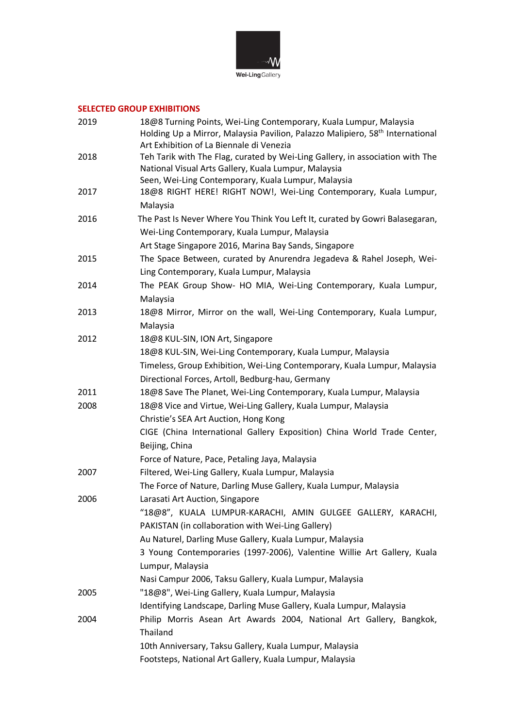## SELECTED GROUP EXHIBITIONS

| | |
|---|---|
| 2019 | 18@8 Turning Points, Wei-Ling Contemporary, Kuala Lumpur, Malaysia |
| | Holding Up a Mirror, Malaysia Pavilion, Palazzo Malipiero, 58th International Art Exhibition of La Bienale di Venezia |
| 2018 | Teh Tarik with The Flag, curated by Wei-Ling Gallery, in association with The National Visual Arts Gallery, Kuala Lumpur, Malaysia |
| | Seen, Wei-Ling Contemporary, Kuala Lumpur, Malaysia |
| 2017 | 18@8 RIGHT HERE! RIGHT NOW!, Wei-Ling Contemporary, Kuala Lumpur, Malaysia |
| 2016 | The Past Is Never Where You Think You Left It, curated by Gowri Balasegaran, Wei-Ling Contemporary, Kuala Lumpur, Malaysia |
| | Art Stage Singapore 2016, Marina Bay Sands, Singapore |
| 2015 | The Space Between, curated by Anurendra Jegadeva & Rahel Joseph, Wei-Ling Contemporary, Kuala Lumpur, Malaysia |
| 2014 | The PEAK Group Show- HO MIA, Wei-Ling Contemporary, Kuala Lumpur, Malaysia |
| 2013 | 18@8 Mirror, Mirror on the wall, Wei-Ling Contemporary, Kuala Lumpur, Malaysia |
| 2012 | 18@8 KUL-SIN, ION Art, Singapore |
| | 18@8 KUL-SIN, Wei-Ling Contemporary, Kuala Lumpur, Malaysia |
| | Timeless, Group Exhibition, Wei-Ling Contemporary, Kuala Lumpur, Malaysia |
| | Directional Forces, Artoll, Bedburg-hau, Germany |
| 2011 | 18@8 Save The Planet, Wei-Ling Contemporary, Kuala Lumpur, Malaysia |
| 2008 | 18@8 Vice and Virtue, Wei-Ling Gallery, Kuala Lumpur, Malaysia |
| | Christie's SEA Art Auction, Hong Kong |
| | CIGE (China International Gallery Exposition) China World Trade Center, Beijing, China |
| | Force of Nature, Pace, Petaling Jaya, Malaysia |
| 2007 | Filtered, Wei-Ling Gallery, Kuala Lumpur, Malaysia |
| | The Force of Nature, Darling Muse Gallery, Kuala Lumpur, Malaysia |
| 2006 | Larasati Art Auction, Singapore |
| | "18@8", KUALA LUMPUR-KARACHI, AMIN GULGEE GALLERY, KARACHI, PAKISTAN (in collaboration with Wei-Ling Gallery) |
| | Au Naturel, Darling Muse Gallery, Kuala Lumpur, Malaysia |
| | 3 Young Contemporaries (1997-2006), Valentine Willie Art Gallery, Kuala Lumpur, Malaysia |
| | Nasi Campur 2006, Taksu Gallery, Kuala Lumpur, Malaysia |
| 2005 | "18@8", Wei-Ling Gallery, Kuala Lumpur, Malaysia |
| | Identifying Landscape, Darling Muse Gallery, Kuala Lumpur, Malaysia |
| 2004 | Philip Morris Asean Art Awards 2004, National Art Gallery, Bangkok, Thailand |
| | 10th Anniversary, Taksu Gallery, Kuala Lumpur, Malaysia |
| | Footsteps, National Art Gallery, Kuala Lumpur, Malaysia |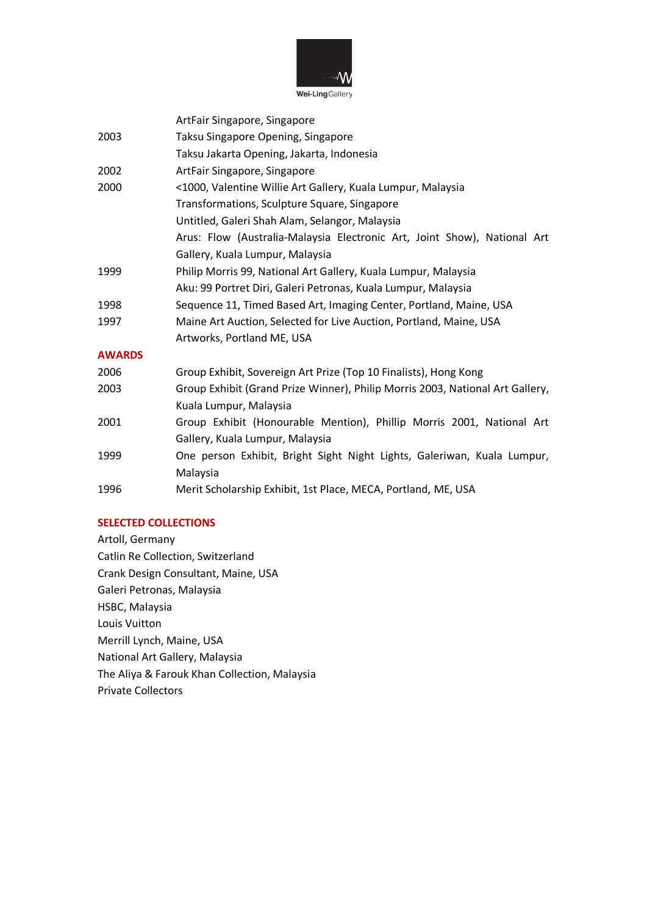| | |
|---|---|
| | ArtFair Singapore, Singapore |
| 2003 | Taksu Singapore Opening, Singapore |
| | Taksu Jakarta Opening, Jakarta, Indonesia |
| 2002 | ArtFair Singapore, Singapore |
| 2000 | <1000, Valentine Willie Art Gallery, Kuala Lumpur, Malaysia |
| | Transformations, Sculpture Square, Singapore |
| | Untitled, Galeri Shah Alam, Selangor, Malaysia |
| | Arus: Flow (Australia-Malaysia Electronic Art, Joint Show), National Art Gallery, Kuala Lumpur, Malaysia |
| 1999 | Philip Morris 99, National Art Gallery, Kuala Lumpur, Malaysia |
| | Aku: 99 Portret Diri, Galeri Petronas, Kuala Lumpur, Malaysia |
| 1998 | Sequence 11, Timed Based Art, Imaging Center, Portland, Maine, USA |
| 1997 | Maine Art Auction, Selected for Live Auction, Portland, Maine, USA |
| | Artworks, Portland ME, USA |

## AWARDS

| | |
|---|---|
| 2006 | Group Exhibit, Sovereign Art Prize (Top 10 Finalists), Hong Kong |
| 2003 | Group Exhibit (Grand Prize Winner), Philip Morris 2003, National Art Gallery, Kuala Lumpur, Malaysia |
| 2001 | Group Exhibit (Honourable Mention), Phillip Morris 2001, National Art Gallery, Kuala Lumpur, Malaysia |
| 1999 | One person Exhibit, Bright Sight Night Lights, Galeriwan, Kuala Lumpur, Malaysia |
| 1996 | Merit Scholarship Exhibit, 1st Place, MECA, Portland, ME, USA |

## SELECTED COLLECTIONS

Artoll, Germany
Catlin Re Collection, Switzerland
Crank Design Consultant, Maine, USA
Galeri Petronas, Malaysia
HSBC, Malaysia
Louis Vuitton
Merrill Lynch, Maine, USA
National Art Gallery, Malaysia
The Aliya & Farouk Khan Collection, Malaysia
Private Collectors